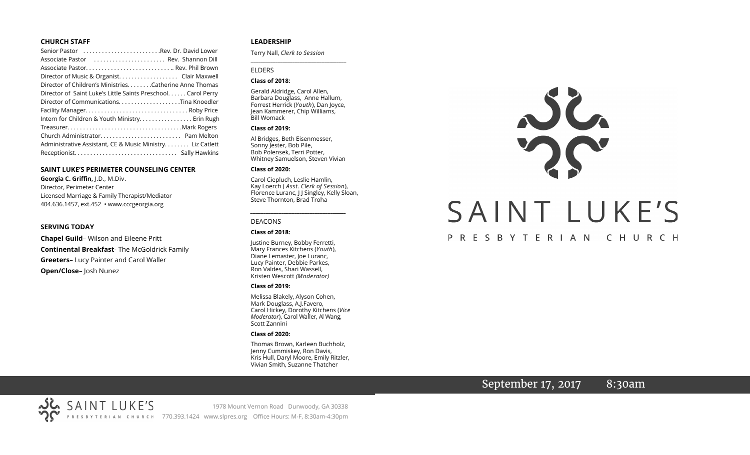## CHURCH STAFF

Senior Pastor . . . . . . . . . . . . . . . . . . . . . . . . .Rev. Dr. David Lower
Associate Pastor . . . . . . . . . . . . . . . . . . . . . . . Rev. Shannon Dill
Associate Pastor. . . . . . . . . . . . . . . . . . . . . . . . . . .. Rev. Phil Brown
Director of Music & Organist. . . . . . . . . . . . . . . . . . Clair Maxwell
Director of Children's Ministries. . . . . . . .Catherine Anne Thomas
Director of Saint Luke's Little Saints Preschool. . . . . . Carol Perry
Director of Communications. . . . . . . . . . . . . . . . . . . .Tina Knoedler
Facility Manager. . . . . . . . . . . . . . . . . . . . . . . . . . . . . . . . Roby Price
Intern for Children & Youth Ministry. . . . . . . . . . . . . . . . . Erin Rugh
Treasurer. . . . . . . . . . . . . . . . . . . . . . . . . . . . . . . . . . . . .Mark Rogers
Church Administrator. . . . . . . . . . . . . . . . . . . . . . . . . Pam Melton
Administrative Assistant, CE & Music Ministry. . . . . . . . Liz Catlett
Receptionist. . . . . . . . . . . . . . . . . . . . . . . . . . . . . . . . Sally Hawkins

## SAINT LUKE'S PERIMETER COUNSELING CENTER

**Georgia C. Griffin,** J.D., M.Div.
Director, Perimeter Center
Licensed Marriage & Family Therapist/Mediator
404.636.1457, ext.452 • www.cccgeorgia.org

## SERVING TODAY

**Chapel Guild**– Wilson and Eileene Pritt
**Continental Breakfast**- The McGoldrick Family
**Greeters**– Lucy Painter and Carol Waller
**Open/Close**– Josh Nunez

## LEADERSHIP

Terry Nall, *Clerk to Session*

ELDERS

**Class of 2018:**

Gerald Aldridge, Carol Allen, Barbara Douglass, Anne Hallum, Forrest Herrick (*Youth*), Dan Joyce, Jean Kammerer, Chip Williams, Bill Womack

**Class of 2019:**

Al Bridges, Beth Eisenmesser, Sonny Jester, Bob Pile, Bob Polensek, Terri Potter, Whitney Samuelson, Steven Vivian

**Class of 2020:**

Carol Ciepluch, Leslie Hamlin, Kay Loerch ( *Asst. Clerk of Session*), Florence Luranc, J J Singley, Kelly Sloan, Steve Thornton, Brad Troha

DEACONS

**Class of 2018:**

Justine Burney, Bobby Ferretti, Mary Frances Kitchens (*Youth*), Diane Lemaster, Joe Luranc, Lucy Painter, Debbie Parkes, Ron Valdes, Shari Wassell, Kristen Wescott *(Moderator)*

**Class of 2019:**

Melissa Blakely, Alyson Cohen, Mark Douglass, A.J.Favero, Carol Hickey, Dorothy Kitchens (*Vice Moderator*), Carol Waller, Al Wang, Scott Zannini

**Class of 2020:**

Thomas Brown, Karleen Buchholz, Jenny Cummiskey, Ron Davis, Kris Hull, Daryl Moore, Emily Ritzler, Vivian Smith, Suzanne Thatcher

# SAINT LUKE'S

PRESBYTERIAN CHURCH

September 17, 2017 8:30am

SAINT LUKE'S PRESBYTERIAN CHURCH

1978 Mount Vernon Road Dunwoody, GA 30338
770.393.1424 www.slpres.org Office Hours: M-F, 8:30am-4:30pm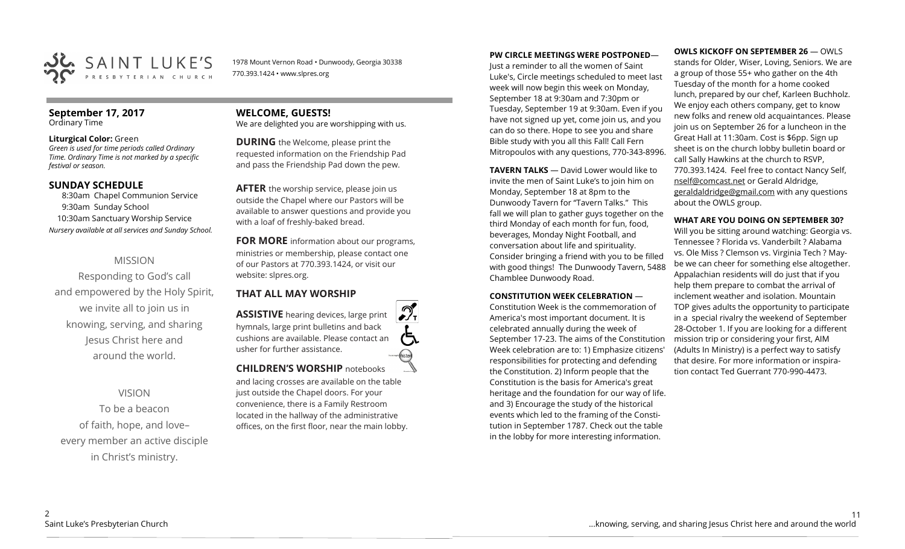SAINT LUKE'S PRESBYTERIAN CHURCH

1978 Mount Vernon Road • Dunwoody, Georgia 30338
770.393.1424 • www.slpres.org

## September 17, 2017
Ordinary Time

**Liturgical Color:** Green
*Green is used for time periods called Ordinary Time. Ordinary Time is not marked by a specific festival or season.*

## SUNDAY SCHEDULE

8:30am Chapel Communion Service
9:30am Sunday School
10:30am Sanctuary Worship Service
*Nursery available at all services and Sunday School.*

MISSION

Responding to God's call and empowered by the Holy Spirit, we invite all to join us in knowing, serving, and sharing Jesus Christ here and around the world.

VISION

To be a beacon of faith, hope, and love– every member an active disciple in Christ's ministry.

## WELCOME, GUESTS!
We are delighted you are worshipping with us.

**DURING** the Welcome, please print the requested information on the Friendship Pad and pass the Friendship Pad down the pew.

**AFTER** the worship service, please join us outside the Chapel where our Pastors will be available to answer questions and provide you with a loaf of freshly-baked bread.

**FOR MORE** information about our programs, ministries or membership, please contact one of our Pastors at 770.393.1424, or visit our website: slpres.org.

## THAT ALL MAY WORSHIP

**ASSISTIVE** hearing devices, large print hymnals, large print bulletins and back cushions are available. Please contact an usher for further assistance.

**CHILDREN'S WORSHIP** notebooks and lacing crosses are available on the table just outside the Chapel doors. For your convenience, there is a Family Restroom located in the hallway of the administrative offices, on the first floor, near the main lobby.

**PW CIRCLE MEETINGS WERE POSTPONED**— Just a reminder to all the women of Saint Luke's, Circle meetings scheduled to meet last week will now begin this week on Monday, September 18 at 9:30am and 7:30pm or Tuesday, September 19 at 9:30am. Even if you have not signed up yet, come join us, and you can do so there. Hope to see you all this Fall! Call Fern Mitropoulos with any questions, 770-343-8996.

**TAVERN TALKS** — David Lower would like to invite the men of Saint Luke's to join him on Monday, September 18 at 8pm to the Dunwoody Tavern for "Tavern Talks." This fall we will plan to gather guys together on the third Monday of each month for fun, food, beverages, Monday Night Football, and conversation about life and spirituality. Consider bringing a friend with you to be filled with good things! The Dunwoody Tavern, 5488 Chamblee Dunwoody Road.

**CONSTITUTION WEEK CELEBRATION** — Constitution Week is the commemoration of America's most important document. It is celebrated annually during the week of September 17-23. The aims of the Constitution Week celebration are to: 1) Emphasize citizens' responsibilities for protecting and defending the Constitution. 2) Inform people that the Constitution is the basis for America's great heritage and the foundation for our way of life. and 3) Encourage the study of the historical events which led to the framing of the Constitution in September 1787. Check out the table in the lobby for more interesting information.

**OWLS KICKOFF ON SEPTEMBER 26** — OWLS stands for Older, Wiser, Loving, Seniors. We are a group of those 55+ who gather on the 4th Tuesday of the month for a home cooked lunch, prepared by our chef, Karleen Buchholz. We enjoy each others company, get to know new folks and renew old acquaintances. Please join us on September 26 for a luncheon in the Great Hall at 11:30am. Cost is $6pp. Sign up sheet is on the church lobby bulletin board or call Sally Hawkins at the church to RSVP, 770.393.1424. Feel free to contact Nancy Self, nself@comcast.net or Gerald Aldridge, geraldaldridge@gmail.com with any questions about the OWLS group.

**WHAT ARE YOU DOING ON SEPTEMBER 30?** Will you be sitting around watching: Georgia vs. Tennessee ? Florida vs. Vanderbilt ? Alabama vs. Ole Miss ? Clemson vs. Virginia Tech ? Maybe we can cheer for something else altogether. Appalachian residents will do just that if you help them prepare to combat the arrival of inclement weather and isolation. Mountain TOP gives adults the opportunity to participate in a special rivalry the weekend of September 28-October 1. If you are looking for a different mission trip or considering your first, AIM (Adults In Ministry) is a perfect way to satisfy that desire. For more information or inspiration contact Ted Guerrant 770-990-4473.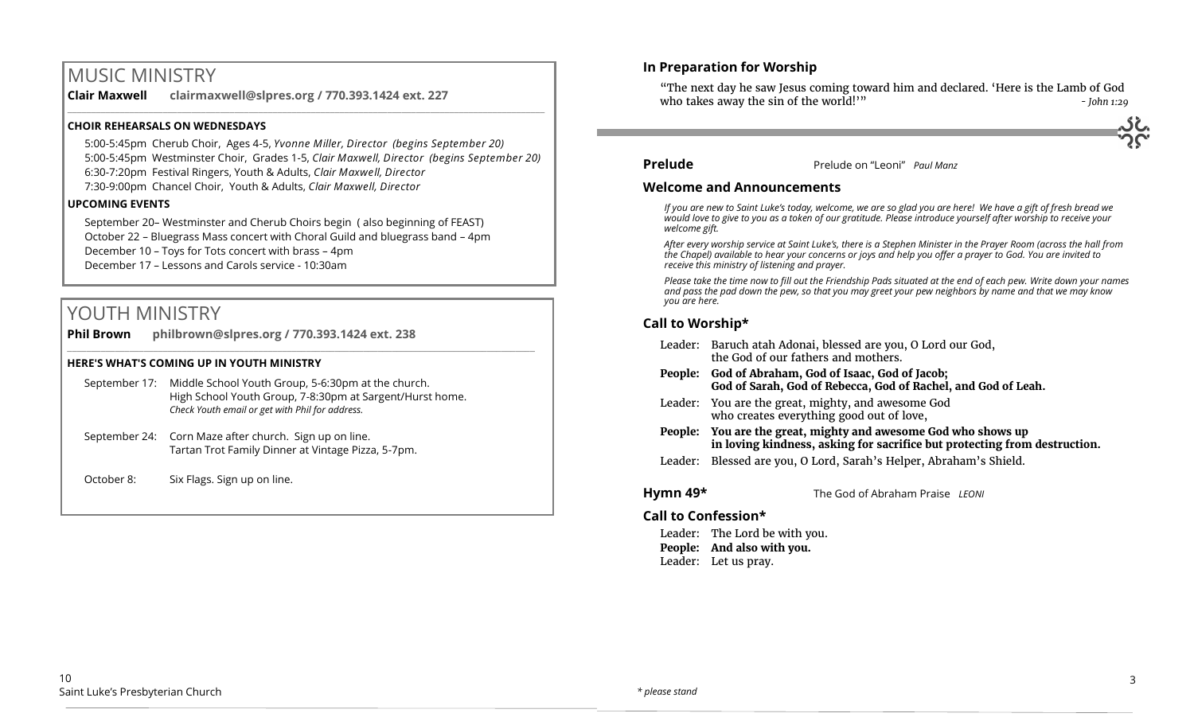## MUSIC MINISTRY

**Clair Maxwell clairmaxwell@slpres.org / 770.393.1424 ext. 227**

**CHOIR REHEARSALS ON WEDNESDAYS**

5:00-5:45pm Cherub Choir, Ages 4-5, *Yvonne Miller, Director (begins September 20)*
5:00-5:45pm Westminster Choir, Grades 1-5, *Clair Maxwell, Director (begins September 20)*
6:30-7:20pm Festival Ringers, Youth & Adults, *Clair Maxwell, Director*
7:30-9:00pm Chancel Choir, Youth & Adults, *Clair Maxwell, Director*

**UPCOMING EVENTS**

September 20– Westminster and Cherub Choirs begin ( also beginning of FEAST)
October 22 – Bluegrass Mass concert with Choral Guild and bluegrass band – 4pm
December 10 – Toys for Tots concert with brass – 4pm
December 17 – Lessons and Carols service - 10:30am

## YOUTH MINISTRY

**Phil Brown philbrown@slpres.org / 770.393.1424 ext. 238**

**HERE'S WHAT'S COMING UP IN YOUTH MINISTRY**

September 17: Middle School Youth Group, 5-6:30pm at the church.
High School Youth Group, 7-8:30pm at Sargent/Hurst home.
*Check Youth email or get with Phil for address.*

September 24: Corn Maze after church. Sign up on line.
Tartan Trot Family Dinner at Vintage Pizza, 5-7pm.

October 8: Six Flags. Sign up on line.

### In Preparation for Worship

"The next day he saw Jesus coming toward him and declared. 'Here is the Lamb of God who takes away the sin of the world!'" *- John 1:29*

**Prelude** Prelude on "Leoni" *Paul Manz*

### Welcome and Announcements

*If you are new to Saint Luke's today, welcome, we are so glad you are here! We have a gift of fresh bread we would love to give to you as a token of our gratitude. Please introduce yourself after worship to receive your welcome gift.*

*After every worship service at Saint Luke's, there is a Stephen Minister in the Prayer Room (across the hall from the Chapel) available to hear your concerns or joys and help you offer a prayer to God. You are invited to receive this ministry of listening and prayer.*

*Please take the time now to fill out the Friendship Pads situated at the end of each pew. Write down your names and pass the pad down the pew, so that you may greet your pew neighbors by name and that we may know you are here.*

### Call to Worship*

Leader: Baruch atah Adonai, blessed are you, O Lord our God, the God of our fathers and mothers.

**People: God of Abraham, God of Isaac, God of Jacob; God of Sarah, God of Rebecca, God of Rachel, and God of Leah.**

Leader: You are the great, mighty, and awesome God who creates everything good out of love,

**People: You are the great, mighty and awesome God who shows up in loving kindness, asking for sacrifice but protecting from destruction.**

Leader: Blessed are you, O Lord, Sarah's Helper, Abraham's Shield.

**Hymn 49*** The God of Abraham Praise *LEONI*

### Call to Confession*

Leader: The Lord be with you.
**People: And also with you.**
Leader: Let us pray.

*\* please stand*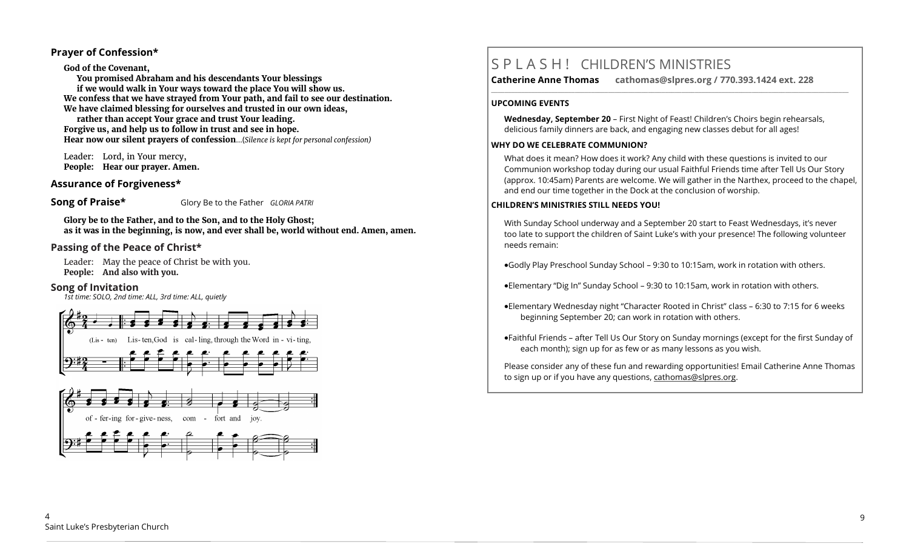### Prayer of Confession*

**God of the Covenant,**
**You promised Abraham and his descendants Your blessings**
**if we would walk in Your ways toward the place You will show us.**
**We confess that we have strayed from Your path, and fail to see our destination.**
**We have claimed blessing for ourselves and trusted in our own ideas,**
**rather than accept Your grace and trust Your leading.**
**Forgive us, and help us to follow in trust and see in hope.**
**Hear now our silent prayers of confession**…(*Silence is kept for personal confession)*

Leader: Lord, in Your mercy,
**People: Hear our prayer. Amen.**

### Assurance of Forgiveness*

### Song of Praise*

Glory Be to the Father *GLORIA PATRI*

**Glory be to the Father, and to the Son, and to the Holy Ghost;**
**as it was in the beginning, is now, and ever shall be, world without end. Amen, amen.**

### Passing of the Peace of Christ*

Leader: May the peace of Christ be with you.
**People: And also with you.**

### Song of Invitation

*1st time: SOLO, 2nd time: ALL, 3rd time: ALL, quietly*

(Lis - ten) Lis-ten, God is cal-ling, through the Word in-vi-ting, of-fer-ing for-give-ness, com-fort and joy.

# S P L A S H ! CHILDREN'S MINISTRIES

**Catherine Anne Thomas** **cathomas@slpres.org / 770.393.1424 ext. 228**

**UPCOMING EVENTS**

**Wednesday, September 20** – First Night of Feast! Children's Choirs begin rehearsals, delicious family dinners are back, and engaging new classes debut for all ages!

**WHY DO WE CELEBRATE COMMUNION?**

What does it mean? How does it work? Any child with these questions is invited to our Communion workshop today during our usual Faithful Friends time after Tell Us Our Story (approx. 10:45am) Parents are welcome. We will gather in the Narthex, proceed to the chapel, and end our time together in the Dock at the conclusion of worship.

**CHILDREN'S MINISTRIES STILL NEEDS YOU!**

With Sunday School underway and a September 20 start to Feast Wednesdays, it's never too late to support the children of Saint Luke's with your presence! The following volunteer needs remain:

- Godly Play Preschool Sunday School – 9:30 to 10:15am, work in rotation with others.
- Elementary "Dig In" Sunday School – 9:30 to 10:15am, work in rotation with others.
- Elementary Wednesday night "Character Rooted in Christ" class – 6:30 to 7:15 for 6 weeks beginning September 20; can work in rotation with others.
- Faithful Friends – after Tell Us Our Story on Sunday mornings (except for the first Sunday of each month); sign up for as few or as many lessons as you wish.

Please consider any of these fun and rewarding opportunities! Email Catherine Anne Thomas to sign up or if you have any questions, cathomas@slpres.org.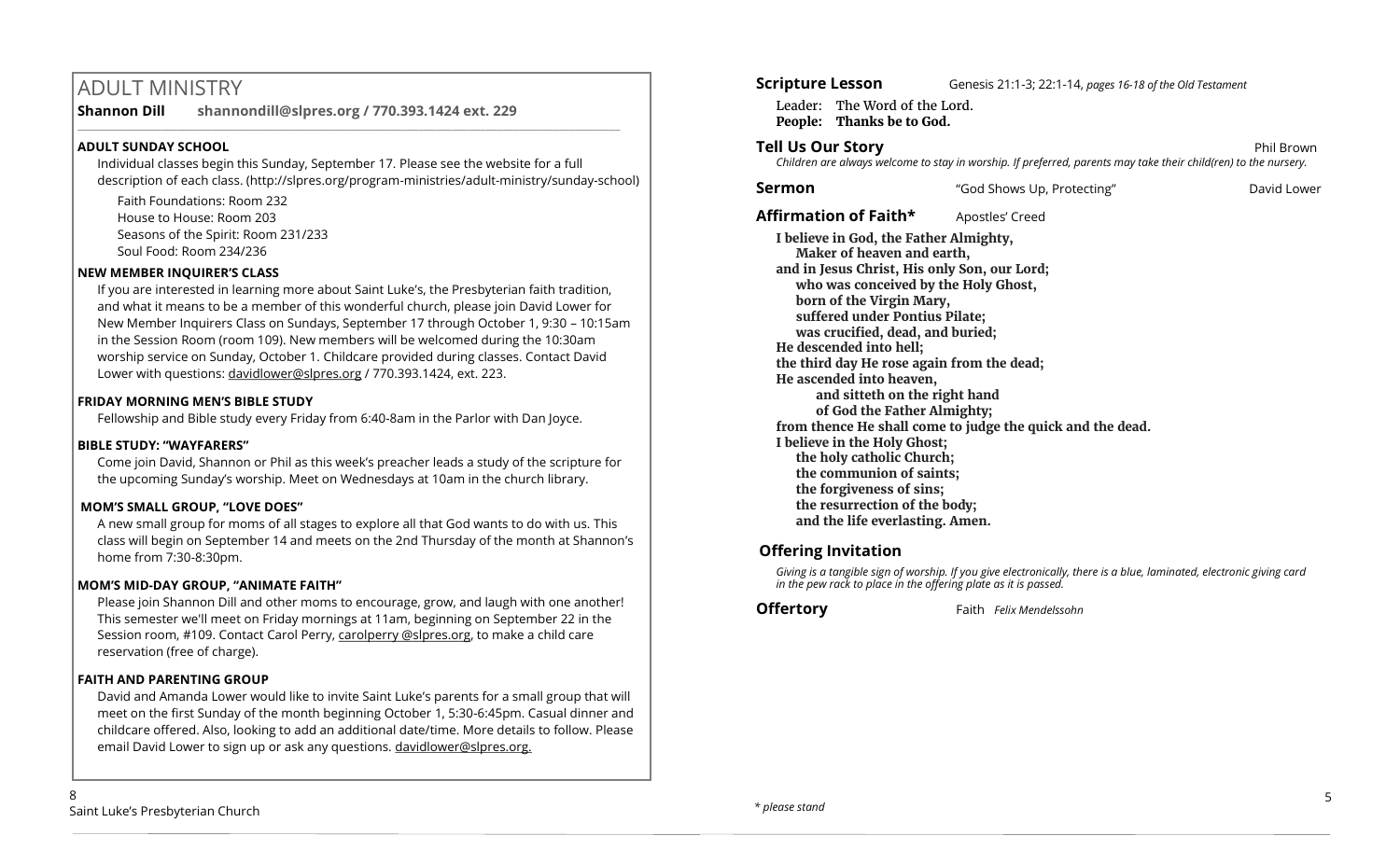# ADULT MINISTRY

**Shannon Dill shannondill@slpres.org / 770.393.1424 ext. 229**

### ADULT SUNDAY SCHOOL

Individual classes begin this Sunday, September 17. Please see the website for a full description of each class. (http://slpres.org/program-ministries/adult-ministry/sunday-school)

Faith Foundations: Room 232
House to House: Room 203
Seasons of the Spirit: Room 231/233
Soul Food: Room 234/236

### NEW MEMBER INQUIRER'S CLASS

If you are interested in learning more about Saint Luke's, the Presbyterian faith tradition, and what it means to be a member of this wonderful church, please join David Lower for New Member Inquirers Class on Sundays, September 17 through October 1, 9:30 – 10:15am in the Session Room (room 109). New members will be welcomed during the 10:30am worship service on Sunday, October 1. Childcare provided during classes. Contact David Lower with questions: davidlower@slpres.org / 770.393.1424, ext. 223.

### FRIDAY MORNING MEN'S BIBLE STUDY

Fellowship and Bible study every Friday from 6:40-8am in the Parlor with Dan Joyce.

### BIBLE STUDY: "WAYFARERS"

Come join David, Shannon or Phil as this week's preacher leads a study of the scripture for the upcoming Sunday's worship. Meet on Wednesdays at 10am in the church library.

### MOM'S SMALL GROUP, "LOVE DOES"

A new small group for moms of all stages to explore all that God wants to do with us. This class will begin on September 14 and meets on the 2nd Thursday of the month at Shannon's home from 7:30-8:30pm.

### MOM'S MID-DAY GROUP, "ANIMATE FAITH"

Please join Shannon Dill and other moms to encourage, grow, and laugh with one another! This semester we'll meet on Friday mornings at 11am, beginning on September 22 in the Session room, #109. Contact Carol Perry, carolperry @slpres.org, to make a child care reservation (free of charge).

### FAITH AND PARENTING GROUP

David and Amanda Lower would like to invite Saint Luke's parents for a small group that will meet on the first Sunday of the month beginning October 1, 5:30-6:45pm. Casual dinner and childcare offered. Also, looking to add an additional date/time. More details to follow. Please email David Lower to sign up or ask any questions. davidlower@slpres.org.

**Scripture Lesson** Genesis 21:1-3; 22:1-14, *pages 16-18 of the Old Testament*

Leader: The Word of the Lord.
**People: Thanks be to God.**

**Tell Us Our Story** Phil Brown

*Children are always welcome to stay in worship. If preferred, parents may take their child(ren) to the nursery.*

**Sermon** "God Shows Up, Protecting" David Lower

**Affirmation of Faith*** Apostles' Creed

**I believe in God, the Father Almighty,**
**Maker of heaven and earth,**
**and in Jesus Christ, His only Son, our Lord;**
**who was conceived by the Holy Ghost,**
**born of the Virgin Mary,**
**suffered under Pontius Pilate;**
**was crucified, dead, and buried;**
**He descended into hell;**
**the third day He rose again from the dead;**
**He ascended into heaven,**
**and sitteth on the right hand**
**of God the Father Almighty;**
**from thence He shall come to judge the quick and the dead.**
**I believe in the Holy Ghost;**
**the holy catholic Church;**
**the communion of saints;**
**the forgiveness of sins;**
**the resurrection of the body;**
**and the life everlasting. Amen.**

**Offering Invitation**

*Giving is a tangible sign of worship. If you give electronically, there is a blue, laminated, electronic giving card in the pew rack to place in the offering plate as it is passed.*

**Offertory** Faith *Felix Mendelssohn*

*\* please stand*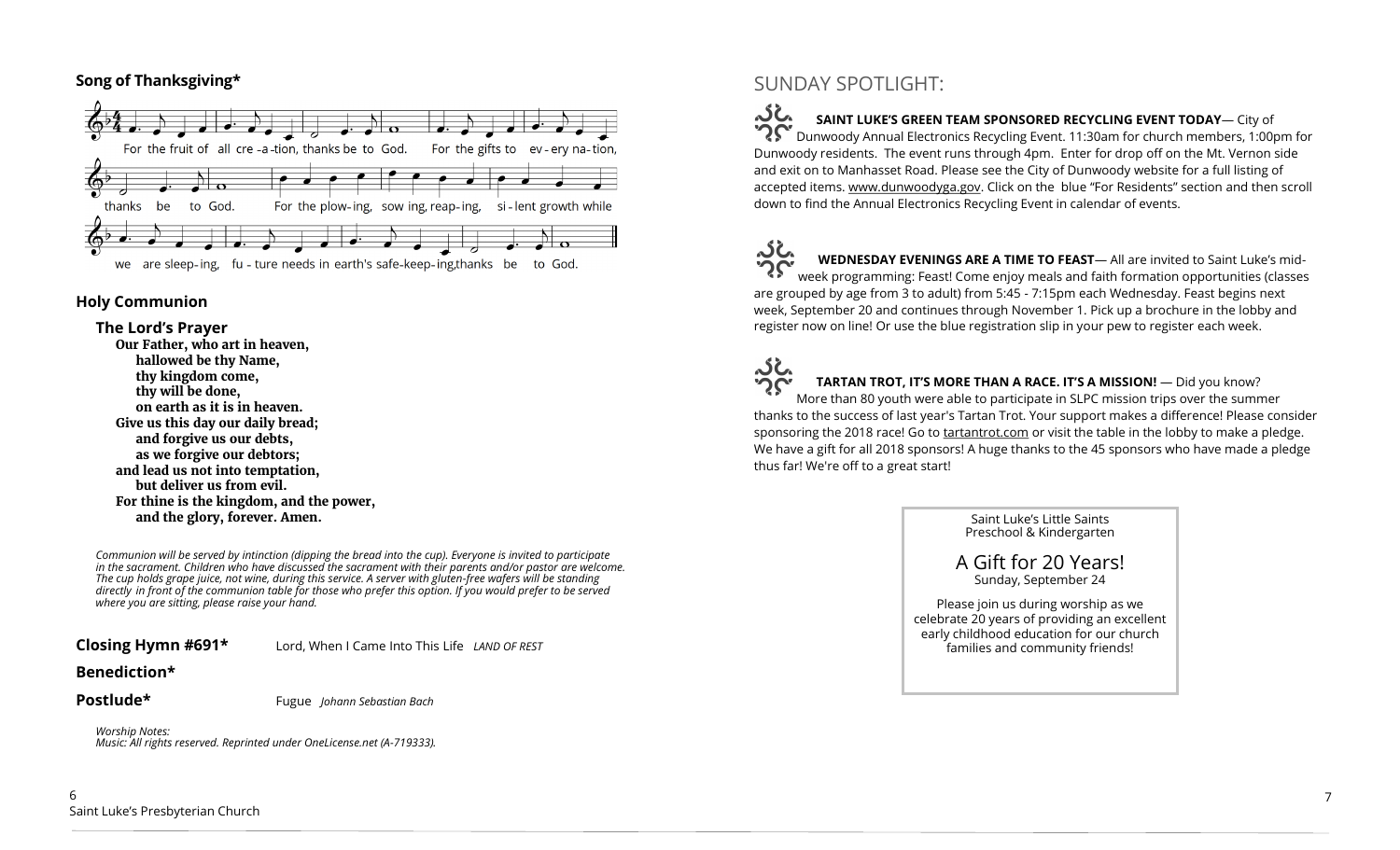**Song of Thanksgiving***

For the fruit of all cre-a-tion, thanks be to God. For the gifts to ev-ery na-tion, thanks be to God. For the plow-ing, sow ing, reap-ing, si-lent growth while we are sleep-ing, fu-ture needs in earth's safe-keep-ing, thanks be to God.

**Holy Communion**

**The Lord's Prayer**

**Our Father, who art in heaven,**
**hallowed be thy Name,**
**thy kingdom come,**
**thy will be done,**
**on earth as it is in heaven.**
**Give us this day our daily bread;**
**and forgive us our debts,**
**as we forgive our debtors;**
**and lead us not into temptation,**
**but deliver us from evil.**
**For thine is the kingdom, and the power,**
**and the glory, forever. Amen.**

*Communion will be served by intinction (dipping the bread into the cup). Everyone is invited to participate in the sacrament. Children who have discussed the sacrament with their parents and/or pastor are welcome. The cup holds grape juice, not wine, during this service. A server with gluten-free wafers will be standing directly in front of the communion table for those who prefer this option. If you would prefer to be served where you are sitting, please raise your hand.*

**Closing Hymn #691*** Lord, When I Came Into This Life *LAND OF REST*

**Benediction***

**Postlude*** Fugue *Johann Sebastian Bach*

*Worship Notes:*
*Music: All rights reserved. Reprinted under OneLicense.net (A-719333).*

## SUNDAY SPOTLIGHT:

**SAINT LUKE'S GREEN TEAM SPONSORED RECYCLING EVENT TODAY**— City of Dunwoody Annual Electronics Recycling Event. 11:30am for church members, 1:00pm for Dunwoody residents. The event runs through 4pm. Enter for drop off on the Mt. Vernon side and exit on to Manhasset Road. Please see the City of Dunwoody website for a full listing of accepted items. www.dunwoodyga.gov. Click on the blue "For Residents" section and then scroll down to find the Annual Electronics Recycling Event in calendar of events.

**WEDNESDAY EVENINGS ARE A TIME TO FEAST**— All are invited to Saint Luke's mid-week programming: Feast! Come enjoy meals and faith formation opportunities (classes are grouped by age from 3 to adult) from 5:45 - 7:15pm each Wednesday. Feast begins next week, September 20 and continues through November 1. Pick up a brochure in the lobby and register now on line! Or use the blue registration slip in your pew to register each week.

**TARTAN TROT, IT'S MORE THAN A RACE. IT'S A MISSION!** — Did you know? More than 80 youth were able to participate in SLPC mission trips over the summer thanks to the success of last year's Tartan Trot. Your support makes a difference! Please consider sponsoring the 2018 race! Go to tartantrot.com or visit the table in the lobby to make a pledge. We have a gift for all 2018 sponsors! A huge thanks to the 45 sponsors who have made a pledge thus far! We're off to a great start!

Saint Luke's Little Saints
Preschool & Kindergarten

A Gift for 20 Years!
Sunday, September 24

Please join us during worship as we celebrate 20 years of providing an excellent early childhood education for our church families and community friends!